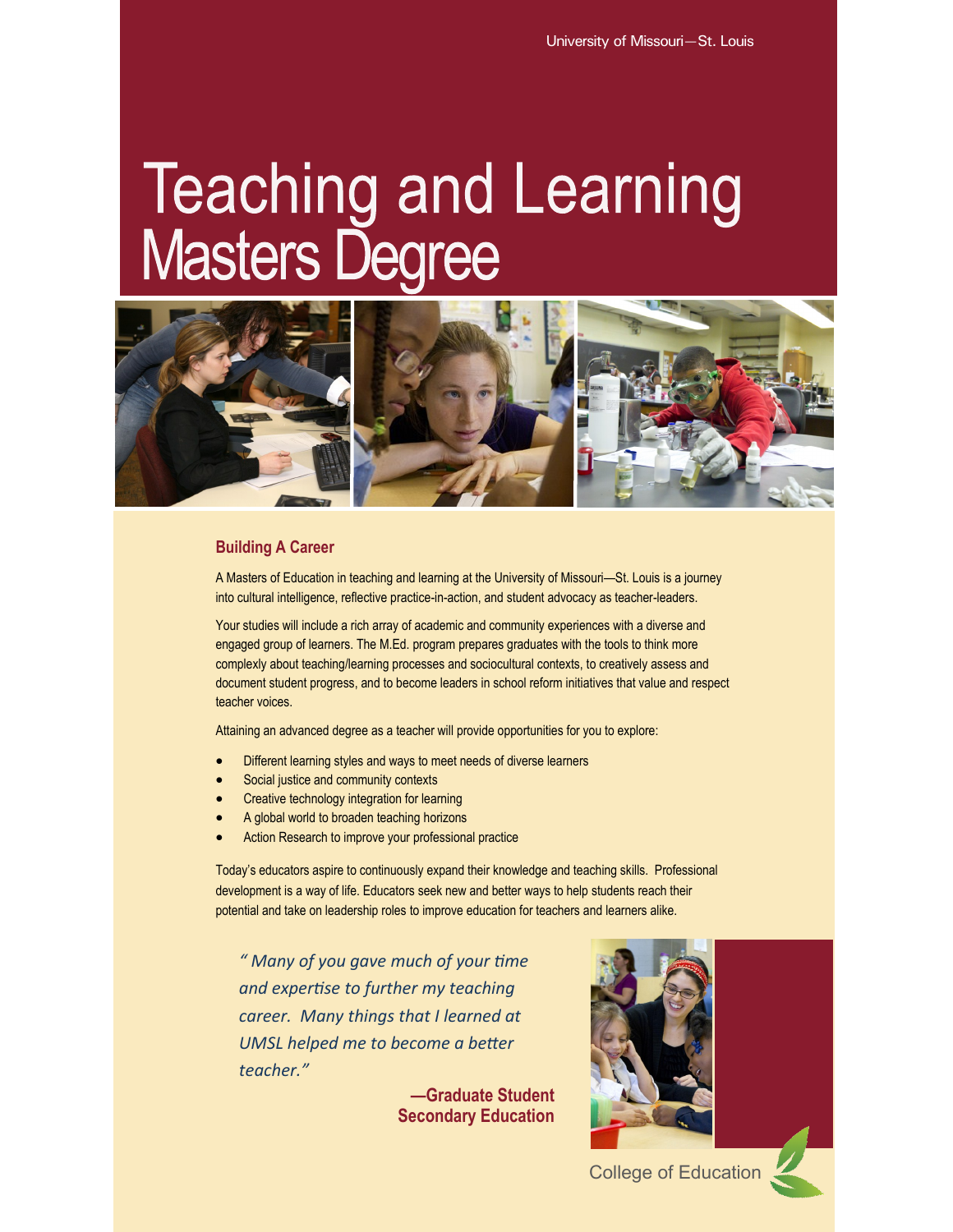University of Missouri—St. Louis

# Teaching and Learning Masters Degree

## Building A Career

A Masters of Education in teaching and learning at the University of Missouri—St. Louis is a journey into cultural intelligence, reflective practice-in-action, and student advocacy as teacher-leaders.

Your studies will include a rich array of academic and community experiences with a diverse and engaged group of learners. The M.Ed. program prepares graduates with the tools to think more complexly about teaching/learning processes and sociocultural contexts, to creatively assess and document student progress, and to become leaders in school reform initiatives that value and respect teacher voices.

Attaining an advanced degree as a teacher will provide opportunities for you to explore:

- Different learning styles and ways to meet needs of diverse learners
- Social justice and community contexts
- Creative technology integration for learning
- A global world to broaden teaching horizons
- Action Research to improve your professional practice

Today's educators aspire to continuously expand their knowledge and teaching skills. Professional development is a way of life. Educators seek new and better ways to help students reach their potential and take on leadership roles to improve education for teachers and learners alike.

*" Many of you gave much of your time and expertise to further my teaching career. Many things that I learned at UMSL helped me to become a better teacher."*

**—Graduate Student**
**Secondary Education**

College of Education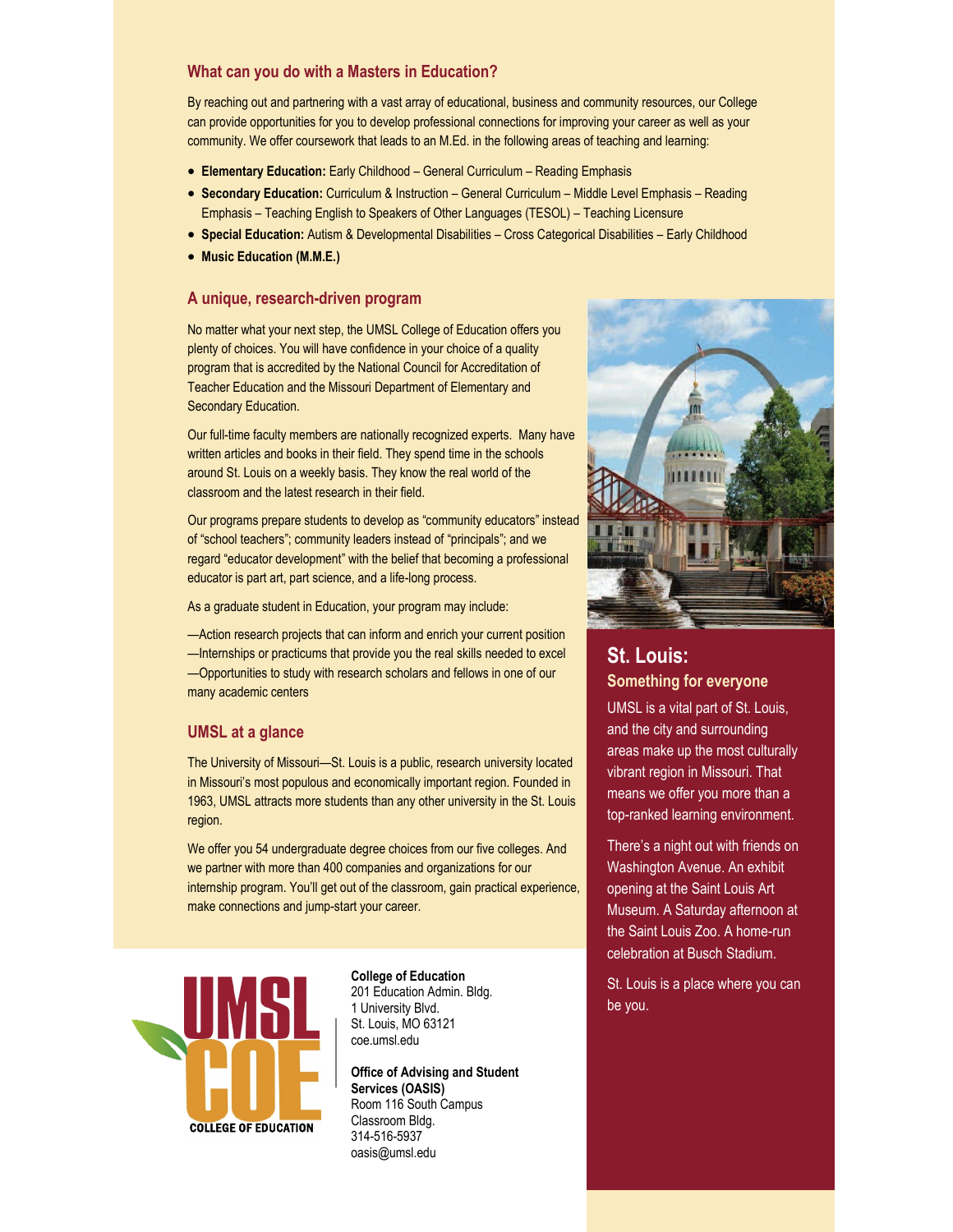## What can you do with a Masters in Education?

By reaching out and partnering with a vast array of educational, business and community resources, our College can provide opportunities for you to develop professional connections for improving your career as well as your community. We offer coursework that leads to an M.Ed. in the following areas of teaching and learning:

- **Elementary Education:** Early Childhood – General Curriculum – Reading Emphasis
- **Secondary Education:** Curriculum & Instruction – General Curriculum – Middle Level Emphasis – Reading Emphasis – Teaching English to Speakers of Other Languages (TESOL) – Teaching Licensure
- **Special Education:** Autism & Developmental Disabilities – Cross Categorical Disabilities – Early Childhood
- **Music Education (M.M.E.)**

## A unique, research-driven program

No matter what your next step, the UMSL College of Education offers you plenty of choices. You will have confidence in your choice of a quality program that is accredited by the National Council for Accreditation of Teacher Education and the Missouri Department of Elementary and Secondary Education.

Our full-time faculty members are nationally recognized experts. Many have written articles and books in their field. They spend time in the schools around St. Louis on a weekly basis. They know the real world of the classroom and the latest research in their field.

Our programs prepare students to develop as "community educators" instead of "school teachers"; community leaders instead of "principals"; and we regard "educator development" with the belief that becoming a professional educator is part art, part science, and a life-long process.

As a graduate student in Education, your program may include:

—Action research projects that can inform and enrich your current position
—Internships or practicums that provide you the real skills needed to excel
—Opportunities to study with research scholars and fellows in one of our many academic centers

## UMSL at a glance

The University of Missouri—St. Louis is a public, research university located in Missouri's most populous and economically important region. Founded in 1963, UMSL attracts more students than any other university in the St. Louis region.

We offer you 54 undergraduate degree choices from our five colleges. And we partner with more than 400 companies and organizations for our internship program. You'll get out of the classroom, gain practical experience, make connections and jump-start your career.

## St. Louis:

### Something for everyone

UMSL is a vital part of St. Louis, and the city and surrounding areas make up the most culturally vibrant region in Missouri. That means we offer you more than a top-ranked learning environment.

There's a night out with friends on Washington Avenue. An exhibit opening at the Saint Louis Art Museum. A Saturday afternoon at the Saint Louis Zoo. A home-run celebration at Busch Stadium.

St. Louis is a place where you can be you.

UMSL COE
COLLEGE OF EDUCATION

**College of Education**
201 Education Admin. Bldg.
1 University Blvd.
St. Louis, MO 63121
coe.umsl.edu

**Office of Advising and Student Services (OASIS)**
Room 116 South Campus Classroom Bldg.
314-516-5937
oasis@umsl.edu